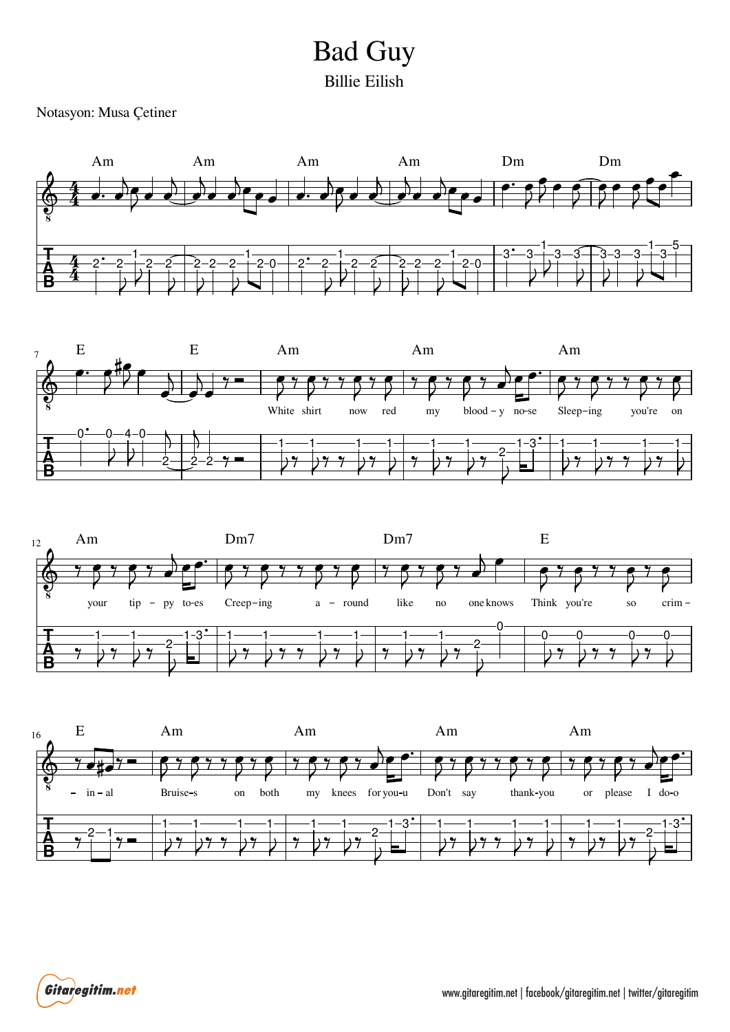# Bad Guy

## Billie Eilish

Notasyon: Musa Çetiner

Am Am Am Am Dm Dm

E E Am Am Am

White shirt now red my blood-y no-se Sleep-ing you're on

Am Dm7 Dm7 E

your tip-py to-es Creep-ing a-round like no one knows Think you're so crim-

E Am Am Am Am

-in-al Bruise-s on both my knees for you-u Don't say thank-you or please I do-o

www.gitaregitim.net | facebook/gitaregitim.net | twitter/gitaregitim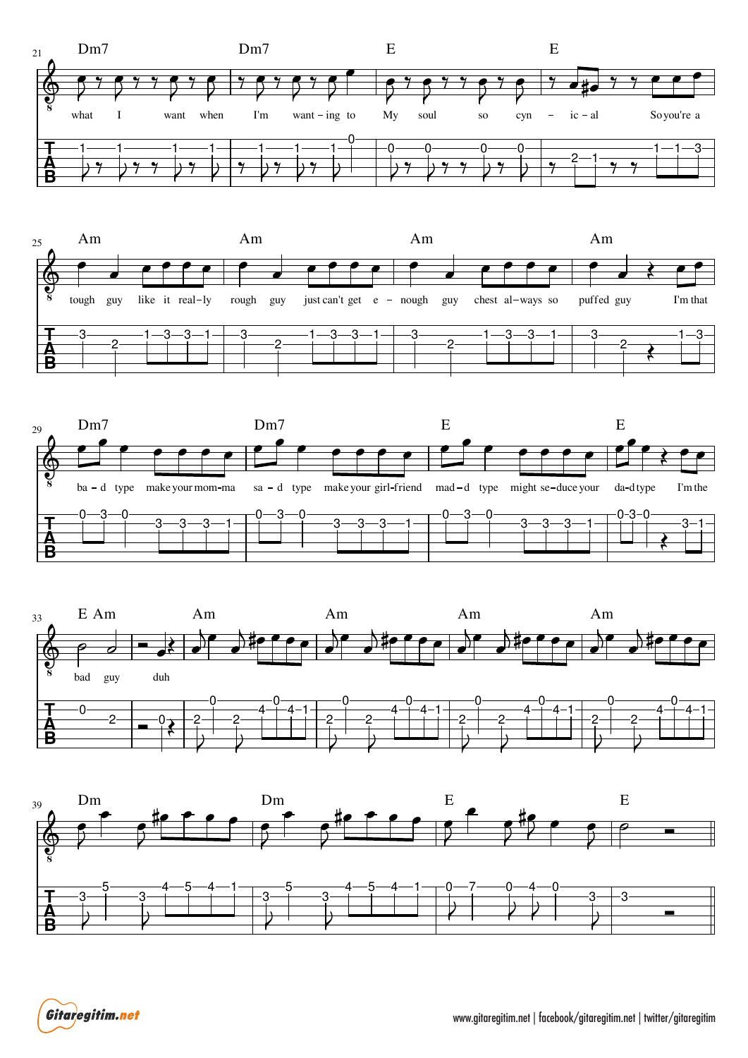Dm7 Dm7 E E

what I want when I'm want - ing to My soul so cyn - ic - al So you're a

Am Am Am Am

tough guy like it real - ly rough guy just can't get e - nough guy chest al - ways so puffed guy I'm that

Dm7 Dm7 E E

ba - d type make your mom - ma sa - d type make your girl - friend mad - d type might se - duce your da - d type I'm the

E Am Am Am Am Am

bad guy duh

Dm Dm E E